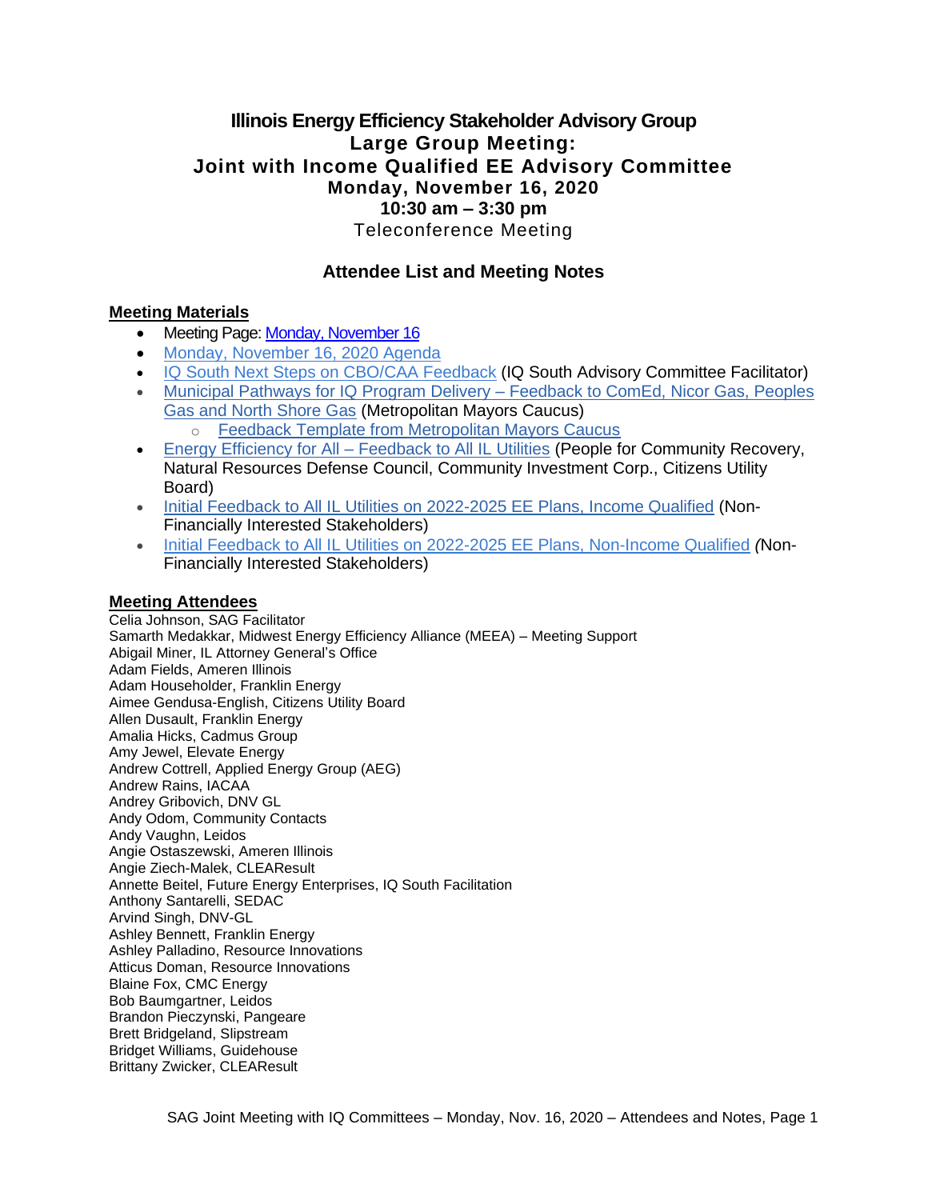# Illinois Energy Efficiency Stakeholder Advisory Group
## Large Group Meeting:
## Joint with Income Qualified EE Advisory Committee
### Monday, November 16, 2020
### 10:30 am – 3:30 pm
### Teleconference Meeting

## Attendee List and Meeting Notes

**Meeting Materials**

- Meeting Page: Monday, November 16
- Monday, November 16, 2020 Agenda
- IQ South Next Steps on CBO/CAA Feedback (IQ South Advisory Committee Facilitator)
- Municipal Pathways for IQ Program Delivery – Feedback to ComEd, Nicor Gas, Peoples Gas and North Shore Gas (Metropolitan Mayors Caucus)
  - Feedback Template from Metropolitan Mayors Caucus
- Energy Efficiency for All – Feedback to All IL Utilities (People for Community Recovery, Natural Resources Defense Council, Community Investment Corp., Citizens Utility Board)
- Initial Feedback to All IL Utilities on 2022-2025 EE Plans, Income Qualified (Non-Financially Interested Stakeholders)
- Initial Feedback to All IL Utilities on 2022-2025 EE Plans, Non-Income Qualified *(*Non-Financially Interested Stakeholders)

**Meeting Attendees**

Celia Johnson, SAG Facilitator
Samarth Medakkar, Midwest Energy Efficiency Alliance (MEEA) – Meeting Support
Abigail Miner, IL Attorney General's Office
Adam Fields, Ameren Illinois
Adam Householder, Franklin Energy
Aimee Gendusa-English, Citizens Utility Board
Allen Dusault, Franklin Energy
Amalia Hicks, Cadmus Group
Amy Jewel, Elevate Energy
Andrew Cottrell, Applied Energy Group (AEG)
Andrew Rains, IACAA
Andrey Gribovich, DNV GL
Andy Odom, Community Contacts
Andy Vaughn, Leidos
Angie Ostaszewski, Ameren Illinois
Angie Ziech-Malek, CLEAResult
Annette Beitel, Future Energy Enterprises, IQ South Facilitation
Anthony Santarelli, SEDAC
Arvind Singh, DNV-GL
Ashley Bennett, Franklin Energy
Ashley Palladino, Resource Innovations
Atticus Doman, Resource Innovations
Blaine Fox, CMC Energy
Bob Baumgartner, Leidos
Brandon Pieczynski, Pangeare
Brett Bridgeland, Slipstream
Bridget Williams, Guidehouse
Brittany Zwicker, CLEAResult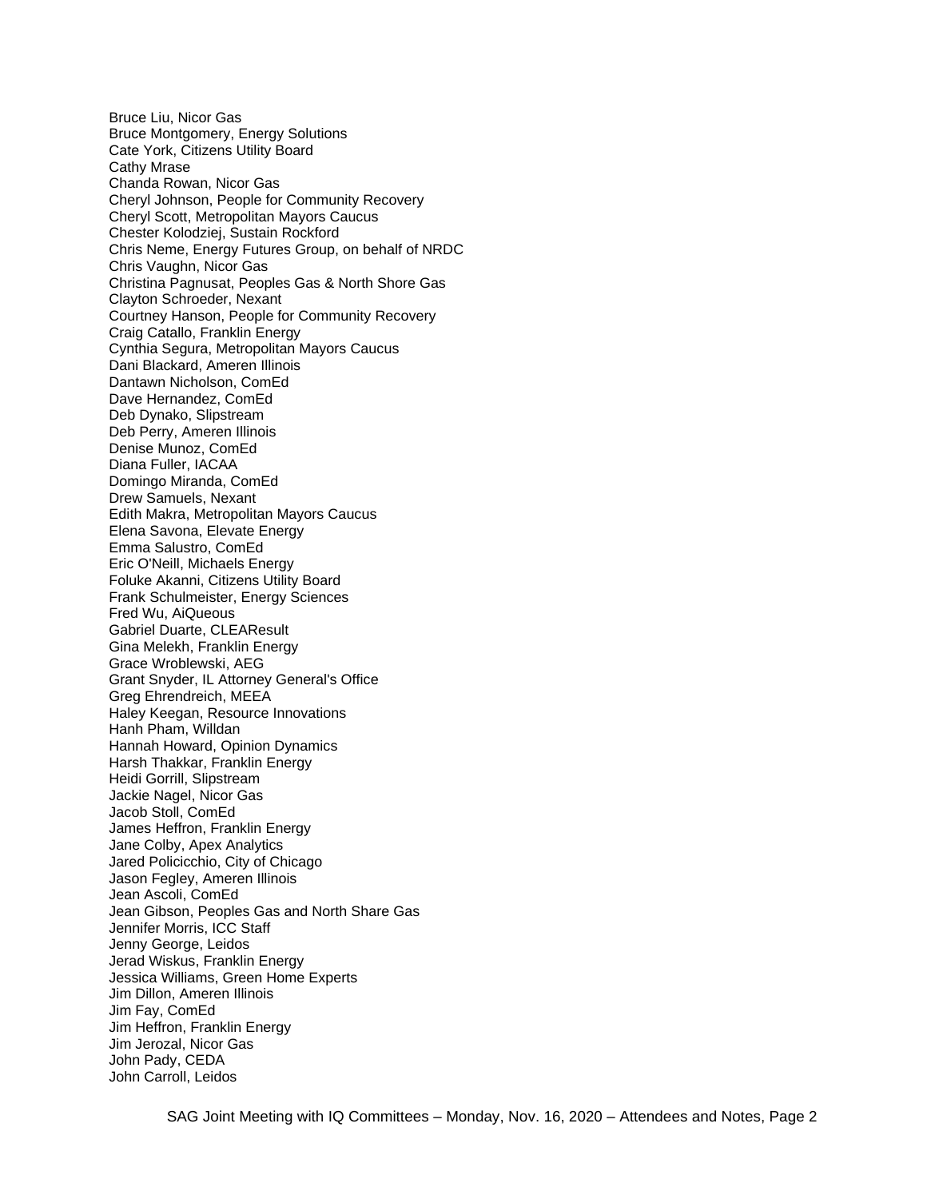Bruce Liu, Nicor Gas
Bruce Montgomery, Energy Solutions
Cate York, Citizens Utility Board
Cathy Mrase
Chanda Rowan, Nicor Gas
Cheryl Johnson, People for Community Recovery
Cheryl Scott, Metropolitan Mayors Caucus
Chester Kolodziej, Sustain Rockford
Chris Neme, Energy Futures Group, on behalf of NRDC
Chris Vaughn, Nicor Gas
Christina Pagnusat, Peoples Gas & North Shore Gas
Clayton Schroeder, Nexant
Courtney Hanson, People for Community Recovery
Craig Catallo, Franklin Energy
Cynthia Segura, Metropolitan Mayors Caucus
Dani Blackard, Ameren Illinois
Dantawn Nicholson, ComEd
Dave Hernandez, ComEd
Deb Dynako, Slipstream
Deb Perry, Ameren Illinois
Denise Munoz, ComEd
Diana Fuller, IACAA
Domingo Miranda, ComEd
Drew Samuels, Nexant
Edith Makra, Metropolitan Mayors Caucus
Elena Savona, Elevate Energy
Emma Salustro, ComEd
Eric O'Neill, Michaels Energy
Foluke Akanni, Citizens Utility Board
Frank Schulmeister, Energy Sciences
Fred Wu, AiQueous
Gabriel Duarte, CLEAResult
Gina Melekh, Franklin Energy
Grace Wroblewski, AEG
Grant Snyder, IL Attorney General's Office
Greg Ehrendreich, MEEA
Haley Keegan, Resource Innovations
Hanh Pham, Willdan
Hannah Howard, Opinion Dynamics
Harsh Thakkar, Franklin Energy
Heidi Gorrill, Slipstream
Jackie Nagel, Nicor Gas
Jacob Stoll, ComEd
James Heffron, Franklin Energy
Jane Colby, Apex Analytics
Jared Policicchio, City of Chicago
Jason Fegley, Ameren Illinois
Jean Ascoli, ComEd
Jean Gibson, Peoples Gas and North Share Gas
Jennifer Morris, ICC Staff
Jenny George, Leidos
Jerad Wiskus, Franklin Energy
Jessica Williams, Green Home Experts
Jim Dillon, Ameren Illinois
Jim Fay, ComEd
Jim Heffron, Franklin Energy
Jim Jerozal, Nicor Gas
John Pady, CEDA
John Carroll, Leidos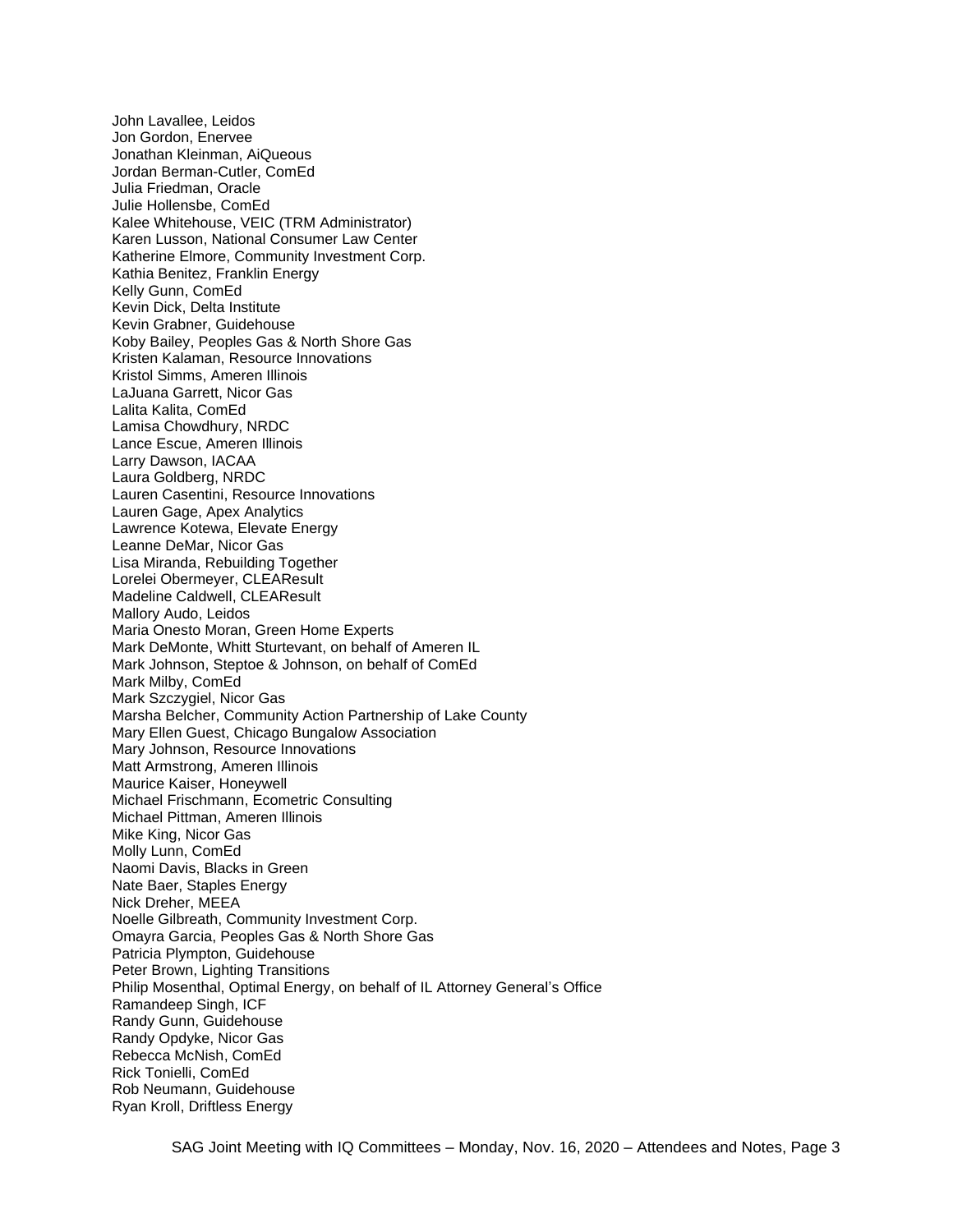John Lavallee, Leidos
Jon Gordon, Enervee
Jonathan Kleinman, AiQueous
Jordan Berman-Cutler, ComEd
Julia Friedman, Oracle
Julie Hollensbe, ComEd
Kalee Whitehouse, VEIC (TRM Administrator)
Karen Lusson, National Consumer Law Center
Katherine Elmore, Community Investment Corp.
Kathia Benitez, Franklin Energy
Kelly Gunn, ComEd
Kevin Dick, Delta Institute
Kevin Grabner, Guidehouse
Koby Bailey, Peoples Gas & North Shore Gas
Kristen Kalaman, Resource Innovations
Kristol Simms, Ameren Illinois
LaJuana Garrett, Nicor Gas
Lalita Kalita, ComEd
Lamisa Chowdhury, NRDC
Lance Escue, Ameren Illinois
Larry Dawson, IACAA
Laura Goldberg, NRDC
Lauren Casentini, Resource Innovations
Lauren Gage, Apex Analytics
Lawrence Kotewa, Elevate Energy
Leanne DeMar, Nicor Gas
Lisa Miranda, Rebuilding Together
Lorelei Obermeyer, CLEAResult
Madeline Caldwell, CLEAResult
Mallory Audo, Leidos
Maria Onesto Moran, Green Home Experts
Mark DeMonte, Whitt Sturtevant, on behalf of Ameren IL
Mark Johnson, Steptoe & Johnson, on behalf of ComEd
Mark Milby, ComEd
Mark Szczygiel, Nicor Gas
Marsha Belcher, Community Action Partnership of Lake County
Mary Ellen Guest, Chicago Bungalow Association
Mary Johnson, Resource Innovations
Matt Armstrong, Ameren Illinois
Maurice Kaiser, Honeywell
Michael Frischmann, Ecometric Consulting
Michael Pittman, Ameren Illinois
Mike King, Nicor Gas
Molly Lunn, ComEd
Naomi Davis, Blacks in Green
Nate Baer, Staples Energy
Nick Dreher, MEEA
Noelle Gilbreath, Community Investment Corp.
Omayra Garcia, Peoples Gas & North Shore Gas
Patricia Plympton, Guidehouse
Peter Brown, Lighting Transitions
Philip Mosenthal, Optimal Energy, on behalf of IL Attorney General's Office
Ramandeep Singh, ICF
Randy Gunn, Guidehouse
Randy Opdyke, Nicor Gas
Rebecca McNish, ComEd
Rick Tonielli, ComEd
Rob Neumann, Guidehouse
Ryan Kroll, Driftless Energy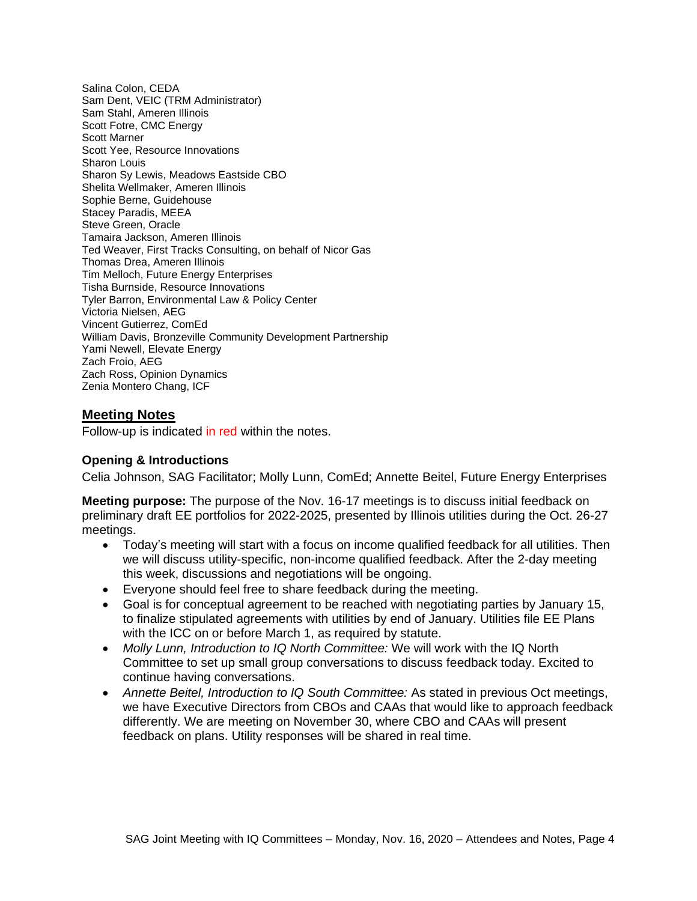Salina Colon, CEDA
Sam Dent, VEIC (TRM Administrator)
Sam Stahl, Ameren Illinois
Scott Fotre, CMC Energy
Scott Marner
Scott Yee, Resource Innovations
Sharon Louis
Sharon Sy Lewis, Meadows Eastside CBO
Shelita Wellmaker, Ameren Illinois
Sophie Berne, Guidehouse
Stacey Paradis, MEEA
Steve Green, Oracle
Tamaira Jackson, Ameren Illinois
Ted Weaver, First Tracks Consulting, on behalf of Nicor Gas
Thomas Drea, Ameren Illinois
Tim Melloch, Future Energy Enterprises
Tisha Burnside, Resource Innovations
Tyler Barron, Environmental Law & Policy Center
Victoria Nielsen, AEG
Vincent Gutierrez, ComEd
William Davis, Bronzeville Community Development Partnership
Yami Newell, Elevate Energy
Zach Froio, AEG
Zach Ross, Opinion Dynamics
Zenia Montero Chang, ICF

## Meeting Notes

Follow-up is indicated in red within the notes.

### Opening & Introductions

Celia Johnson, SAG Facilitator; Molly Lunn, ComEd; Annette Beitel, Future Energy Enterprises

**Meeting purpose:** The purpose of the Nov. 16-17 meetings is to discuss initial feedback on preliminary draft EE portfolios for 2022-2025, presented by Illinois utilities during the Oct. 26-27 meetings.

- Today's meeting will start with a focus on income qualified feedback for all utilities. Then we will discuss utility-specific, non-income qualified feedback. After the 2-day meeting this week, discussions and negotiations will be ongoing.
- Everyone should feel free to share feedback during the meeting.
- Goal is for conceptual agreement to be reached with negotiating parties by January 15, to finalize stipulated agreements with utilities by end of January. Utilities file EE Plans with the ICC on or before March 1, as required by statute.
- *Molly Lunn, Introduction to IQ North Committee:* We will work with the IQ North Committee to set up small group conversations to discuss feedback today. Excited to continue having conversations.
- *Annette Beitel, Introduction to IQ South Committee:* As stated in previous Oct meetings, we have Executive Directors from CBOs and CAAs that would like to approach feedback differently. We are meeting on November 30, where CBO and CAAs will present feedback on plans. Utility responses will be shared in real time.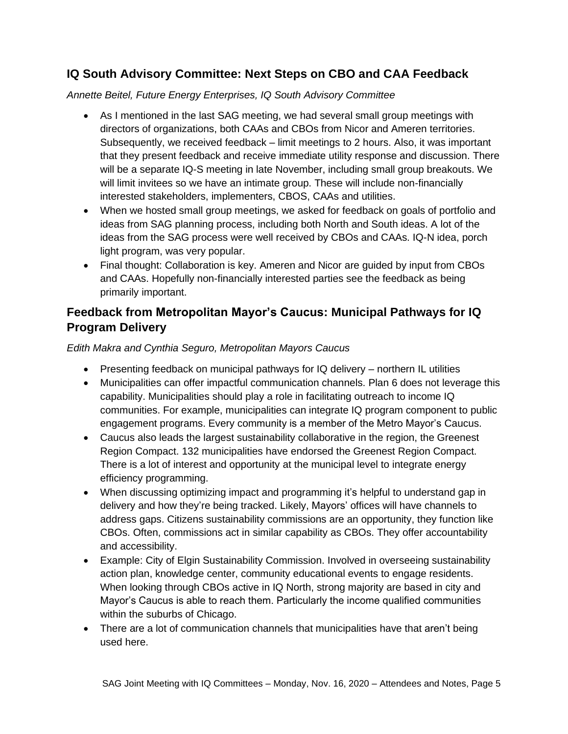## IQ South Advisory Committee: Next Steps on CBO and CAA Feedback

*Annette Beitel, Future Energy Enterprises, IQ South Advisory Committee*

- As I mentioned in the last SAG meeting, we had several small group meetings with directors of organizations, both CAAs and CBOs from Nicor and Ameren territories. Subsequently, we received feedback – limit meetings to 2 hours. Also, it was important that they present feedback and receive immediate utility response and discussion. There will be a separate IQ-S meeting in late November, including small group breakouts. We will limit invitees so we have an intimate group. These will include non-financially interested stakeholders, implementers, CBOS, CAAs and utilities.
- When we hosted small group meetings, we asked for feedback on goals of portfolio and ideas from SAG planning process, including both North and South ideas. A lot of the ideas from the SAG process were well received by CBOs and CAAs. IQ-N idea, porch light program, was very popular.
- Final thought: Collaboration is key. Ameren and Nicor are guided by input from CBOs and CAAs. Hopefully non-financially interested parties see the feedback as being primarily important.

## Feedback from Metropolitan Mayor's Caucus: Municipal Pathways for IQ Program Delivery

*Edith Makra and Cynthia Seguro, Metropolitan Mayors Caucus*

- Presenting feedback on municipal pathways for IQ delivery – northern IL utilities
- Municipalities can offer impactful communication channels. Plan 6 does not leverage this capability. Municipalities should play a role in facilitating outreach to income IQ communities. For example, municipalities can integrate IQ program component to public engagement programs. Every community is a member of the Metro Mayor's Caucus.
- Caucus also leads the largest sustainability collaborative in the region, the Greenest Region Compact. 132 municipalities have endorsed the Greenest Region Compact. There is a lot of interest and opportunity at the municipal level to integrate energy efficiency programming.
- When discussing optimizing impact and programming it's helpful to understand gap in delivery and how they're being tracked. Likely, Mayors' offices will have channels to address gaps. Citizens sustainability commissions are an opportunity, they function like CBOs. Often, commissions act in similar capability as CBOs. They offer accountability and accessibility.
- Example: City of Elgin Sustainability Commission. Involved in overseeing sustainability action plan, knowledge center, community educational events to engage residents. When looking through CBOs active in IQ North, strong majority are based in city and Mayor's Caucus is able to reach them. Particularly the income qualified communities within the suburbs of Chicago.
- There are a lot of communication channels that municipalities have that aren't being used here.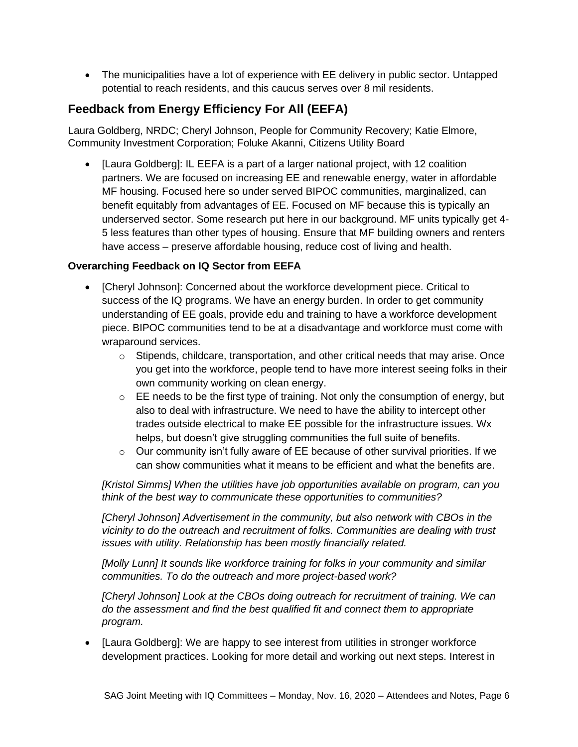- The municipalities have a lot of experience with EE delivery in public sector. Untapped potential to reach residents, and this caucus serves over 8 mil residents.

## Feedback from Energy Efficiency For All (EEFA)

Laura Goldberg, NRDC; Cheryl Johnson, People for Community Recovery; Katie Elmore, Community Investment Corporation; Foluke Akanni, Citizens Utility Board

- [Laura Goldberg]: IL EEFA is a part of a larger national project, with 12 coalition partners. We are focused on increasing EE and renewable energy, water in affordable MF housing. Focused here so under served BIPOC communities, marginalized, can benefit equitably from advantages of EE. Focused on MF because this is typically an underserved sector. Some research put here in our background. MF units typically get 4-5 less features than other types of housing. Ensure that MF building owners and renters have access – preserve affordable housing, reduce cost of living and health.

### Overarching Feedback on IQ Sector from EEFA

- [Cheryl Johnson]: Concerned about the workforce development piece. Critical to success of the IQ programs. We have an energy burden. In order to get community understanding of EE goals, provide edu and training to have a workforce development piece. BIPOC communities tend to be at a disadvantage and workforce must come with wraparound services.
  - Stipends, childcare, transportation, and other critical needs that may arise. Once you get into the workforce, people tend to have more interest seeing folks in their own community working on clean energy.
  - EE needs to be the first type of training. Not only the consumption of energy, but also to deal with infrastructure. We need to have the ability to intercept other trades outside electrical to make EE possible for the infrastructure issues. Wx helps, but doesn't give struggling communities the full suite of benefits.
  - Our community isn't fully aware of EE because of other survival priorities. If we can show communities what it means to be efficient and what the benefits are.

  *[Kristol Simms] When the utilities have job opportunities available on program, can you think of the best way to communicate these opportunities to communities?*

  *[Cheryl Johnson] Advertisement in the community, but also network with CBOs in the vicinity to do the outreach and recruitment of folks. Communities are dealing with trust issues with utility. Relationship has been mostly financially related.*

  *[Molly Lunn] It sounds like workforce training for folks in your community and similar communities. To do the outreach and more project-based work?*

  *[Cheryl Johnson] Look at the CBOs doing outreach for recruitment of training. We can do the assessment and find the best qualified fit and connect them to appropriate program.*

- [Laura Goldberg]: We are happy to see interest from utilities in stronger workforce development practices. Looking for more detail and working out next steps. Interest in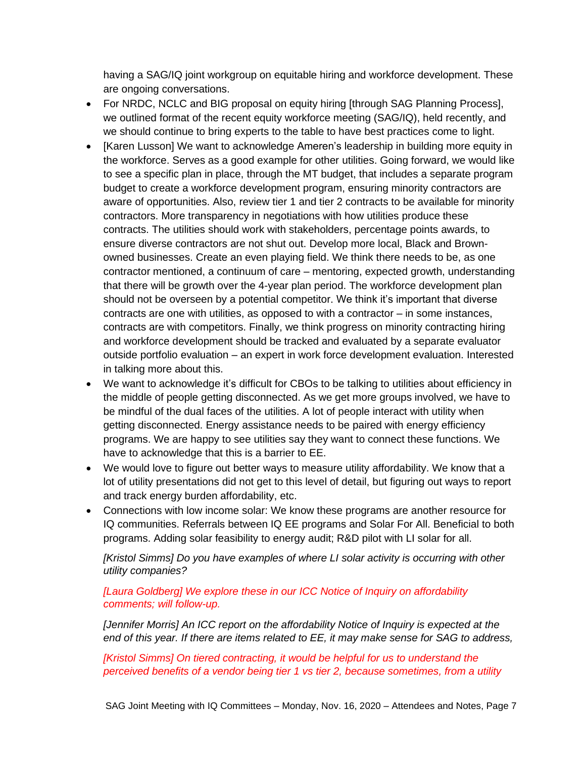having a SAG/IQ joint workgroup on equitable hiring and workforce development. These are ongoing conversations.

- For NRDC, NCLC and BIG proposal on equity hiring [through SAG Planning Process], we outlined format of the recent equity workforce meeting (SAG/IQ), held recently, and we should continue to bring experts to the table to have best practices come to light.
- [Karen Lusson] We want to acknowledge Ameren's leadership in building more equity in the workforce. Serves as a good example for other utilities. Going forward, we would like to see a specific plan in place, through the MT budget, that includes a separate program budget to create a workforce development program, ensuring minority contractors are aware of opportunities. Also, review tier 1 and tier 2 contracts to be available for minority contractors. More transparency in negotiations with how utilities produce these contracts. The utilities should work with stakeholders, percentage points awards, to ensure diverse contractors are not shut out. Develop more local, Black and Brown-owned businesses. Create an even playing field. We think there needs to be, as one contractor mentioned, a continuum of care – mentoring, expected growth, understanding that there will be growth over the 4-year plan period. The workforce development plan should not be overseen by a potential competitor. We think it's important that diverse contracts are one with utilities, as opposed to with a contractor – in some instances, contracts are with competitors. Finally, we think progress on minority contracting hiring and workforce development should be tracked and evaluated by a separate evaluator outside portfolio evaluation – an expert in work force development evaluation. Interested in talking more about this.
- We want to acknowledge it's difficult for CBOs to be talking to utilities about efficiency in the middle of people getting disconnected. As we get more groups involved, we have to be mindful of the dual faces of the utilities. A lot of people interact with utility when getting disconnected. Energy assistance needs to be paired with energy efficiency programs. We are happy to see utilities say they want to connect these functions. We have to acknowledge that this is a barrier to EE.
- We would love to figure out better ways to measure utility affordability. We know that a lot of utility presentations did not get to this level of detail, but figuring out ways to report and track energy burden affordability, etc.
- Connections with low income solar: We know these programs are another resource for IQ communities. Referrals between IQ EE programs and Solar For All. Beneficial to both programs. Adding solar feasibility to energy audit; R&D pilot with LI solar for all.

*[Kristol Simms] Do you have examples of where LI solar activity is occurring with other utility companies?*

*[Laura Goldberg] We explore these in our ICC Notice of Inquiry on affordability comments; will follow-up.*

*[Jennifer Morris] An ICC report on the affordability Notice of Inquiry is expected at the end of this year. If there are items related to EE, it may make sense for SAG to address,*

*[Kristol Simms] On tiered contracting, it would be helpful for us to understand the perceived benefits of a vendor being tier 1 vs tier 2, because sometimes, from a utility*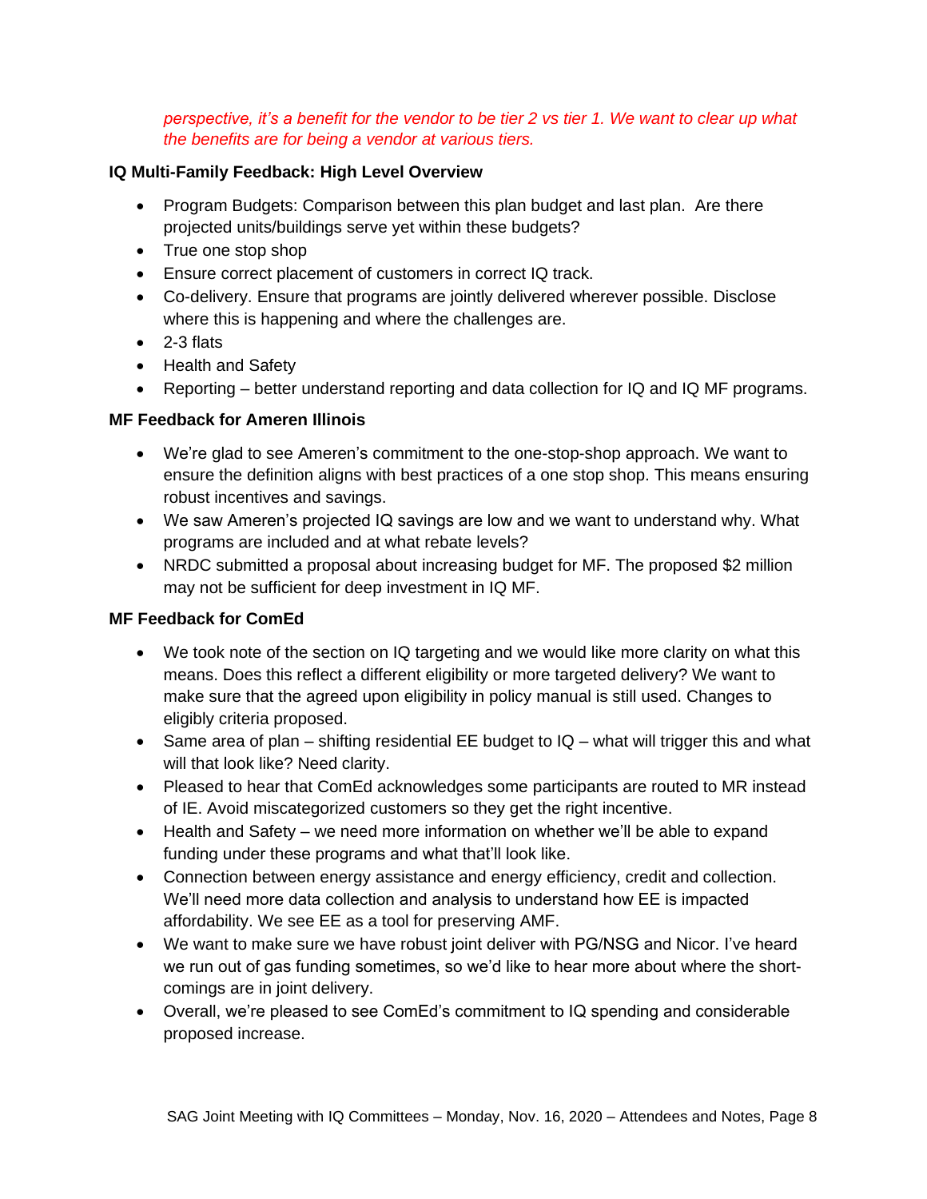*perspective, it's a benefit for the vendor to be tier 2 vs tier 1. We want to clear up what the benefits are for being a vendor at various tiers.*

**IQ Multi-Family Feedback: High Level Overview**

- Program Budgets: Comparison between this plan budget and last plan. Are there projected units/buildings serve yet within these budgets?
- True one stop shop
- Ensure correct placement of customers in correct IQ track.
- Co-delivery. Ensure that programs are jointly delivered wherever possible. Disclose where this is happening and where the challenges are.
- 2-3 flats
- Health and Safety
- Reporting – better understand reporting and data collection for IQ and IQ MF programs.

**MF Feedback for Ameren Illinois**

- We're glad to see Ameren's commitment to the one-stop-shop approach. We want to ensure the definition aligns with best practices of a one stop shop. This means ensuring robust incentives and savings.
- We saw Ameren's projected IQ savings are low and we want to understand why. What programs are included and at what rebate levels?
- NRDC submitted a proposal about increasing budget for MF. The proposed $2 million may not be sufficient for deep investment in IQ MF.

**MF Feedback for ComEd**

- We took note of the section on IQ targeting and we would like more clarity on what this means. Does this reflect a different eligibility or more targeted delivery? We want to make sure that the agreed upon eligibility in policy manual is still used. Changes to eligibly criteria proposed.
- Same area of plan – shifting residential EE budget to IQ – what will trigger this and what will that look like? Need clarity.
- Pleased to hear that ComEd acknowledges some participants are routed to MR instead of IE. Avoid miscategorized customers so they get the right incentive.
- Health and Safety – we need more information on whether we'll be able to expand funding under these programs and what that'll look like.
- Connection between energy assistance and energy efficiency, credit and collection. We'll need more data collection and analysis to understand how EE is impacted affordability. We see EE as a tool for preserving AMF.
- We want to make sure we have robust joint deliver with PG/NSG and Nicor. I've heard we run out of gas funding sometimes, so we'd like to hear more about where the short-comings are in joint delivery.
- Overall, we're pleased to see ComEd's commitment to IQ spending and considerable proposed increase.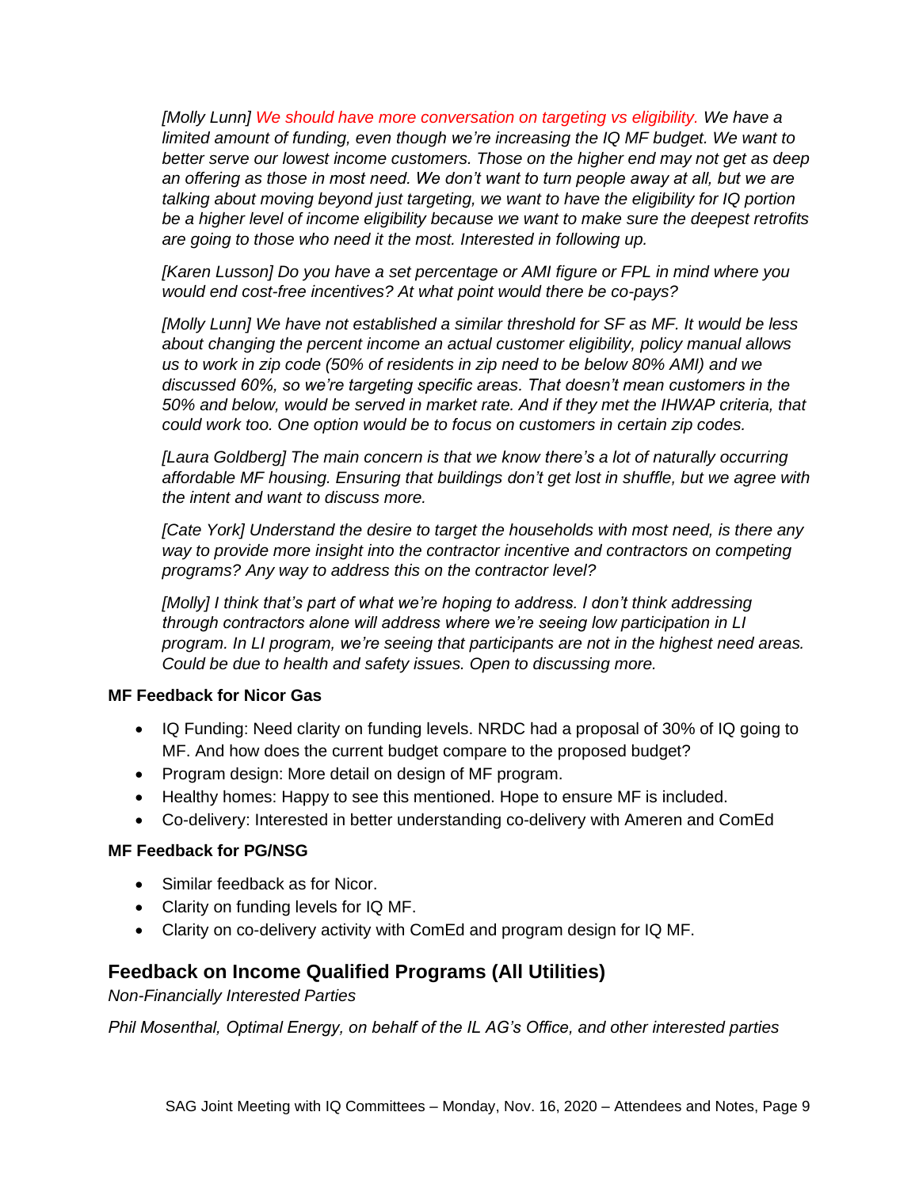*[Molly Lunn] We should have more conversation on targeting vs eligibility. We have a limited amount of funding, even though we're increasing the IQ MF budget. We want to better serve our lowest income customers. Those on the higher end may not get as deep an offering as those in most need. We don't want to turn people away at all, but we are talking about moving beyond just targeting, we want to have the eligibility for IQ portion be a higher level of income eligibility because we want to make sure the deepest retrofits are going to those who need it the most. Interested in following up.*

*[Karen Lusson] Do you have a set percentage or AMI figure or FPL in mind where you would end cost-free incentives? At what point would there be co-pays?*

*[Molly Lunn] We have not established a similar threshold for SF as MF. It would be less about changing the percent income an actual customer eligibility, policy manual allows us to work in zip code (50% of residents in zip need to be below 80% AMI) and we discussed 60%, so we're targeting specific areas. That doesn't mean customers in the 50% and below, would be served in market rate. And if they met the IHWAP criteria, that could work too. One option would be to focus on customers in certain zip codes.*

*[Laura Goldberg] The main concern is that we know there's a lot of naturally occurring affordable MF housing. Ensuring that buildings don't get lost in shuffle, but we agree with the intent and want to discuss more.*

*[Cate York] Understand the desire to target the households with most need, is there any way to provide more insight into the contractor incentive and contractors on competing programs? Any way to address this on the contractor level?*

*[Molly] I think that's part of what we're hoping to address. I don't think addressing through contractors alone will address where we're seeing low participation in LI program. In LI program, we're seeing that participants are not in the highest need areas. Could be due to health and safety issues. Open to discussing more.*

**MF Feedback for Nicor Gas**

- IQ Funding: Need clarity on funding levels. NRDC had a proposal of 30% of IQ going to MF. And how does the current budget compare to the proposed budget?
- Program design: More detail on design of MF program.
- Healthy homes: Happy to see this mentioned. Hope to ensure MF is included.
- Co-delivery: Interested in better understanding co-delivery with Ameren and ComEd

**MF Feedback for PG/NSG**

- Similar feedback as for Nicor.
- Clarity on funding levels for IQ MF.
- Clarity on co-delivery activity with ComEd and program design for IQ MF.

## Feedback on Income Qualified Programs (All Utilities)

*Non-Financially Interested Parties*

*Phil Mosenthal, Optimal Energy, on behalf of the IL AG's Office, and other interested parties*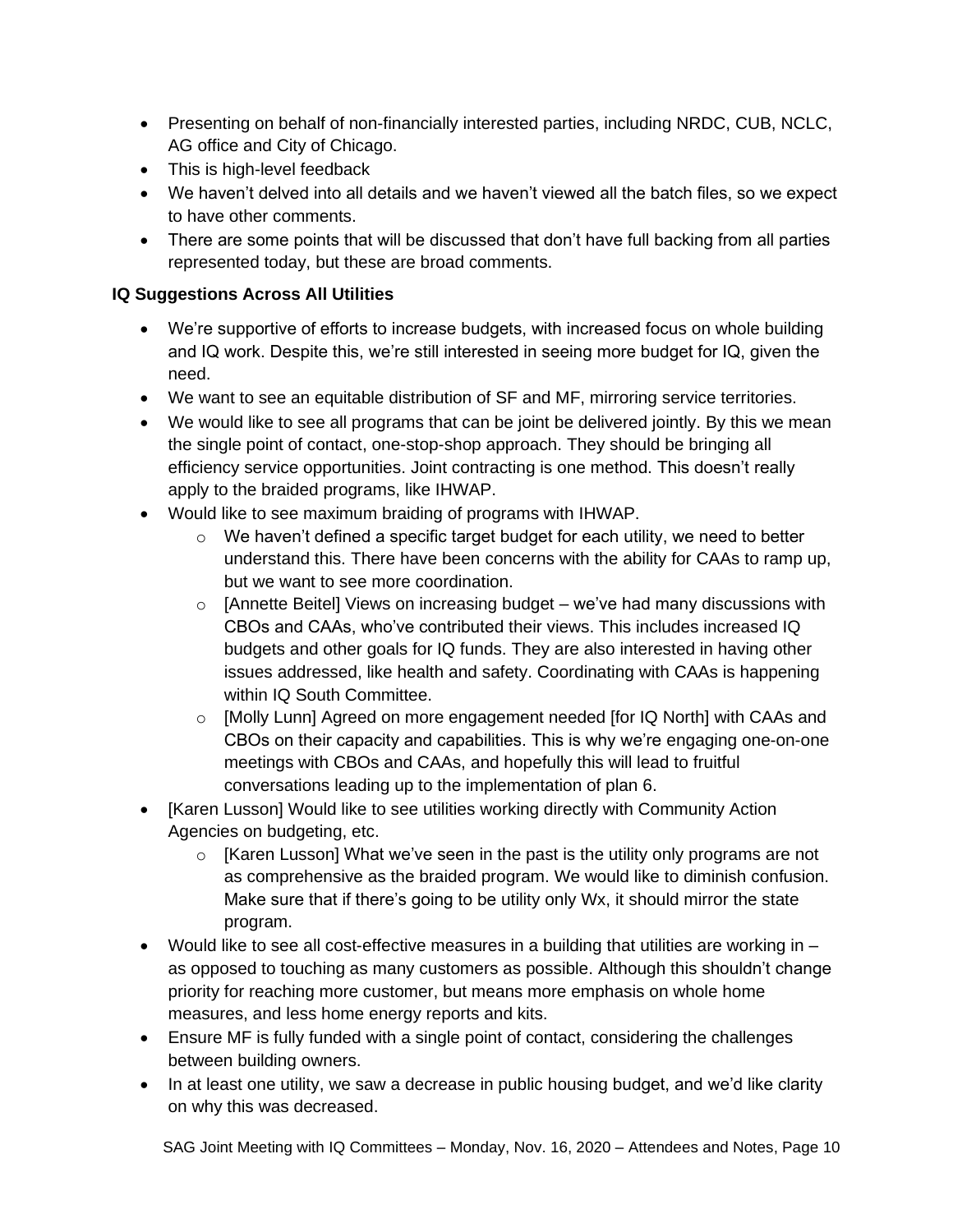- Presenting on behalf of non-financially interested parties, including NRDC, CUB, NCLC, AG office and City of Chicago.
- This is high-level feedback
- We haven't delved into all details and we haven't viewed all the batch files, so we expect to have other comments.
- There are some points that will be discussed that don't have full backing from all parties represented today, but these are broad comments.

**IQ Suggestions Across All Utilities**

- We're supportive of efforts to increase budgets, with increased focus on whole building and IQ work. Despite this, we're still interested in seeing more budget for IQ, given the need.
- We want to see an equitable distribution of SF and MF, mirroring service territories.
- We would like to see all programs that can be joint be delivered jointly. By this we mean the single point of contact, one-stop-shop approach. They should be bringing all efficiency service opportunities. Joint contracting is one method. This doesn't really apply to the braided programs, like IHWAP.
- Would like to see maximum braiding of programs with IHWAP.
  - We haven't defined a specific target budget for each utility, we need to better understand this. There have been concerns with the ability for CAAs to ramp up, but we want to see more coordination.
  - [Annette Beitel] Views on increasing budget – we've had many discussions with CBOs and CAAs, who've contributed their views. This includes increased IQ budgets and other goals for IQ funds. They are also interested in having other issues addressed, like health and safety. Coordinating with CAAs is happening within IQ South Committee.
  - [Molly Lunn] Agreed on more engagement needed [for IQ North] with CAAs and CBOs on their capacity and capabilities. This is why we're engaging one-on-one meetings with CBOs and CAAs, and hopefully this will lead to fruitful conversations leading up to the implementation of plan 6.
- [Karen Lusson] Would like to see utilities working directly with Community Action Agencies on budgeting, etc.
  - [Karen Lusson] What we've seen in the past is the utility only programs are not as comprehensive as the braided program. We would like to diminish confusion. Make sure that if there's going to be utility only Wx, it should mirror the state program.
- Would like to see all cost-effective measures in a building that utilities are working in – as opposed to touching as many customers as possible. Although this shouldn't change priority for reaching more customer, but means more emphasis on whole home measures, and less home energy reports and kits.
- Ensure MF is fully funded with a single point of contact, considering the challenges between building owners.
- In at least one utility, we saw a decrease in public housing budget, and we'd like clarity on why this was decreased.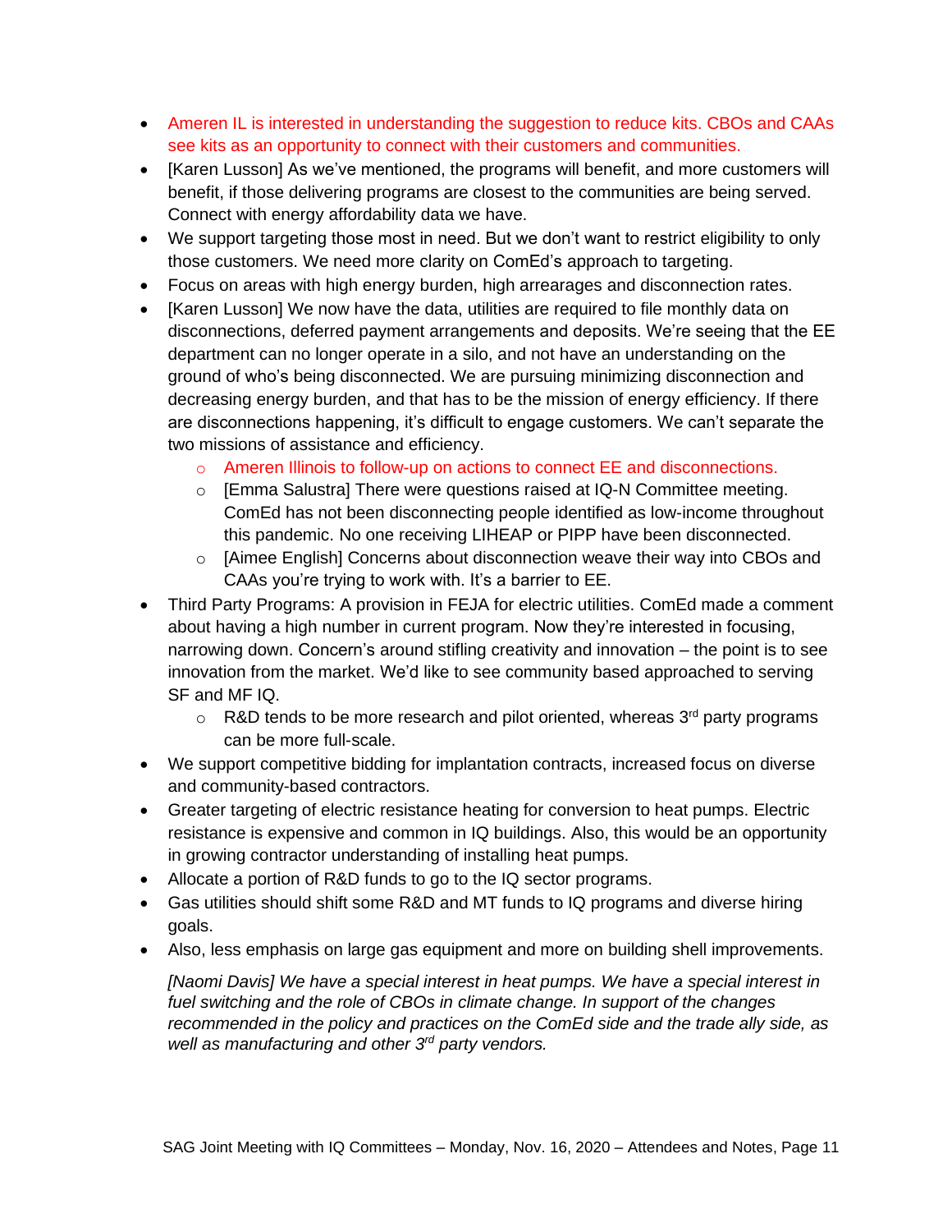- Ameren IL is interested in understanding the suggestion to reduce kits. CBOs and CAAs see kits as an opportunity to connect with their customers and communities.
- [Karen Lusson] As we've mentioned, the programs will benefit, and more customers will benefit, if those delivering programs are closest to the communities are being served. Connect with energy affordability data we have.
- We support targeting those most in need. But we don't want to restrict eligibility to only those customers. We need more clarity on ComEd's approach to targeting.
- Focus on areas with high energy burden, high arrearages and disconnection rates.
- [Karen Lusson] We now have the data, utilities are required to file monthly data on disconnections, deferred payment arrangements and deposits. We're seeing that the EE department can no longer operate in a silo, and not have an understanding on the ground of who's being disconnected. We are pursuing minimizing disconnection and decreasing energy burden, and that has to be the mission of energy efficiency. If there are disconnections happening, it's difficult to engage customers. We can't separate the two missions of assistance and efficiency.
    - Ameren Illinois to follow-up on actions to connect EE and disconnections.
    - [Emma Salustra] There were questions raised at IQ-N Committee meeting. ComEd has not been disconnecting people identified as low-income throughout this pandemic. No one receiving LIHEAP or PIPP have been disconnected.
    - [Aimee English] Concerns about disconnection weave their way into CBOs and CAAs you're trying to work with. It's a barrier to EE.
- Third Party Programs: A provision in FEJA for electric utilities. ComEd made a comment about having a high number in current program. Now they're interested in focusing, narrowing down. Concern's around stifling creativity and innovation – the point is to see innovation from the market. We'd like to see community based approached to serving SF and MF IQ.
    - R&D tends to be more research and pilot oriented, whereas 3rd party programs can be more full-scale.
- We support competitive bidding for implantation contracts, increased focus on diverse and community-based contractors.
- Greater targeting of electric resistance heating for conversion to heat pumps. Electric resistance is expensive and common in IQ buildings. Also, this would be an opportunity in growing contractor understanding of installing heat pumps.
- Allocate a portion of R&D funds to go to the IQ sector programs.
- Gas utilities should shift some R&D and MT funds to IQ programs and diverse hiring goals.
- Also, less emphasis on large gas equipment and more on building shell improvements.

  *[Naomi Davis] We have a special interest in heat pumps. We have a special interest in fuel switching and the role of CBOs in climate change. In support of the changes recommended in the policy and practices on the ComEd side and the trade ally side, as well as manufacturing and other 3rd party vendors.*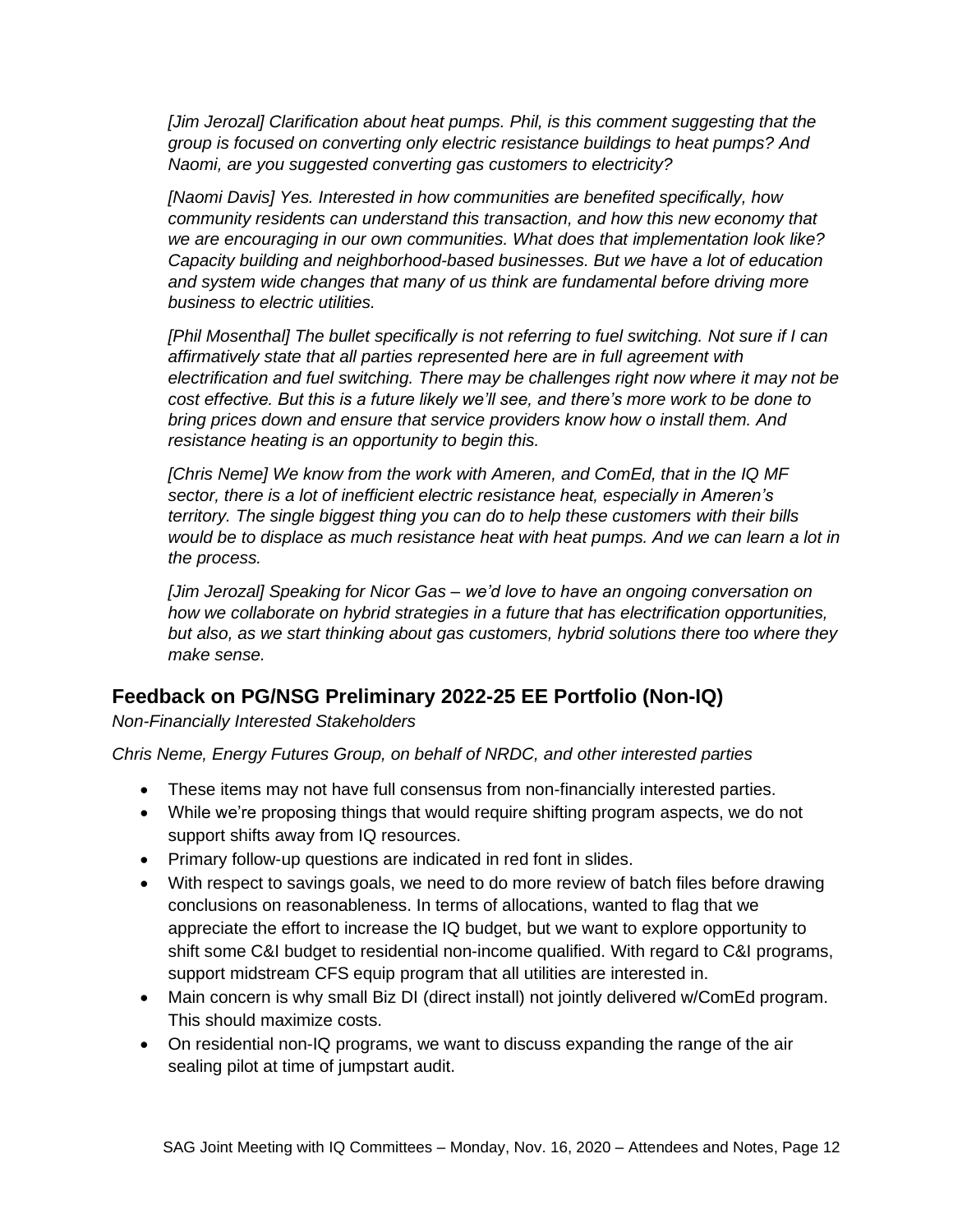*[Jim Jerozal] Clarification about heat pumps. Phil, is this comment suggesting that the group is focused on converting only electric resistance buildings to heat pumps? And Naomi, are you suggested converting gas customers to electricity?*

*[Naomi Davis] Yes. Interested in how communities are benefited specifically, how community residents can understand this transaction, and how this new economy that we are encouraging in our own communities. What does that implementation look like? Capacity building and neighborhood-based businesses. But we have a lot of education and system wide changes that many of us think are fundamental before driving more business to electric utilities.*

*[Phil Mosenthal] The bullet specifically is not referring to fuel switching. Not sure if I can affirmatively state that all parties represented here are in full agreement with electrification and fuel switching. There may be challenges right now where it may not be cost effective. But this is a future likely we'll see, and there's more work to be done to bring prices down and ensure that service providers know how o install them. And resistance heating is an opportunity to begin this.*

*[Chris Neme] We know from the work with Ameren, and ComEd, that in the IQ MF sector, there is a lot of inefficient electric resistance heat, especially in Ameren's territory. The single biggest thing you can do to help these customers with their bills would be to displace as much resistance heat with heat pumps. And we can learn a lot in the process.*

*[Jim Jerozal] Speaking for Nicor Gas – we'd love to have an ongoing conversation on how we collaborate on hybrid strategies in a future that has electrification opportunities, but also, as we start thinking about gas customers, hybrid solutions there too where they make sense.*

## Feedback on PG/NSG Preliminary 2022-25 EE Portfolio (Non-IQ)

*Non-Financially Interested Stakeholders*

*Chris Neme, Energy Futures Group, on behalf of NRDC, and other interested parties*

- These items may not have full consensus from non-financially interested parties.
- While we're proposing things that would require shifting program aspects, we do not support shifts away from IQ resources.
- Primary follow-up questions are indicated in red font in slides.
- With respect to savings goals, we need to do more review of batch files before drawing conclusions on reasonableness. In terms of allocations, wanted to flag that we appreciate the effort to increase the IQ budget, but we want to explore opportunity to shift some C&I budget to residential non-income qualified. With regard to C&I programs, support midstream CFS equip program that all utilities are interested in.
- Main concern is why small Biz DI (direct install) not jointly delivered w/ComEd program. This should maximize costs.
- On residential non-IQ programs, we want to discuss expanding the range of the air sealing pilot at time of jumpstart audit.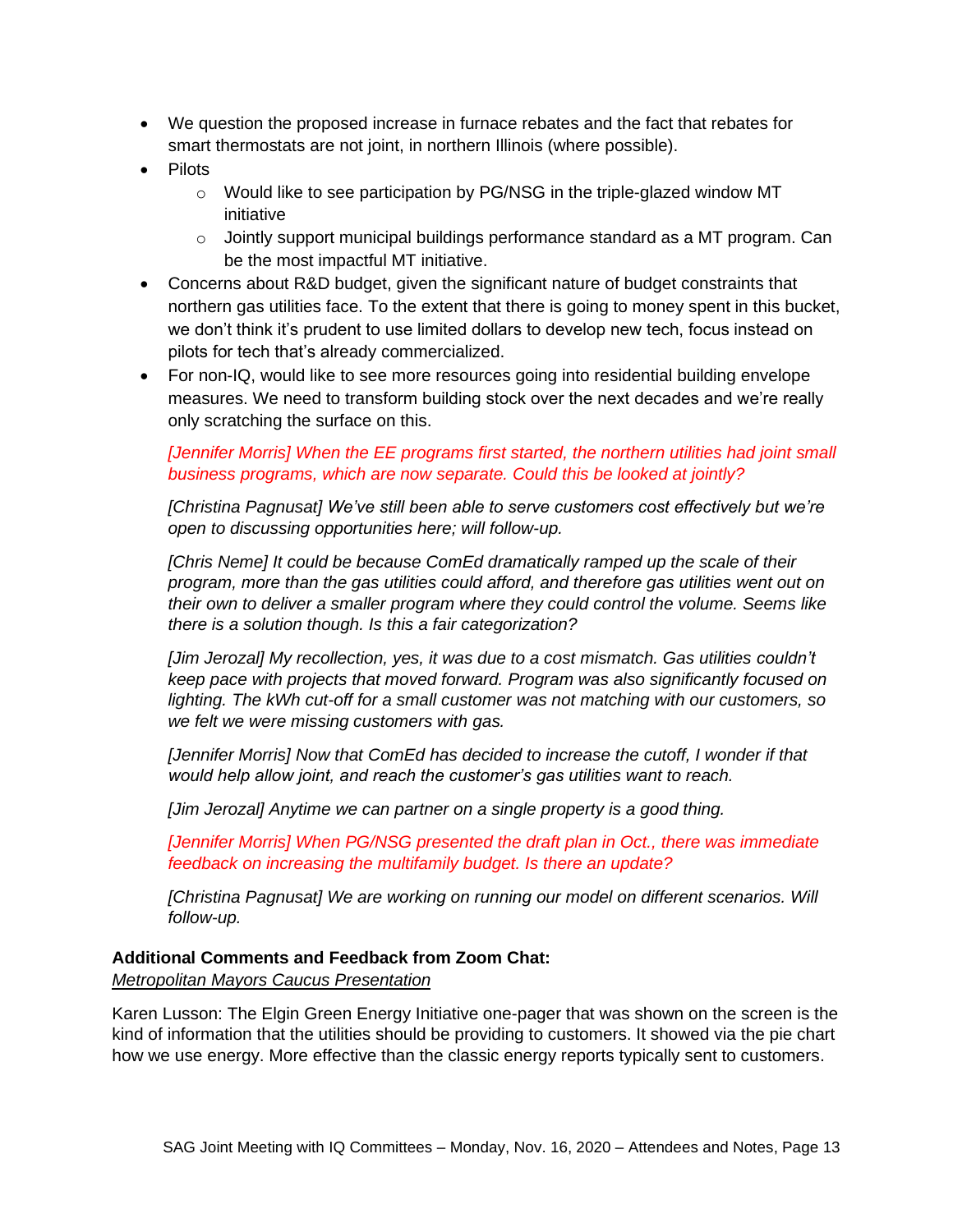- We question the proposed increase in furnace rebates and the fact that rebates for smart thermostats are not joint, in northern Illinois (where possible).
- Pilots
    - Would like to see participation by PG/NSG in the triple-glazed window MT initiative
    - Jointly support municipal buildings performance standard as a MT program. Can be the most impactful MT initiative.
- Concerns about R&D budget, given the significant nature of budget constraints that northern gas utilities face. To the extent that there is going to money spent in this bucket, we don't think it's prudent to use limited dollars to develop new tech, focus instead on pilots for tech that's already commercialized.
- For non-IQ, would like to see more resources going into residential building envelope measures. We need to transform building stock over the next decades and we're really only scratching the surface on this.

  *[Jennifer Morris] When the EE programs first started, the northern utilities had joint small business programs, which are now separate. Could this be looked at jointly?*

  *[Christina Pagnusat] We've still been able to serve customers cost effectively but we're open to discussing opportunities here; will follow-up.*

  *[Chris Neme] It could be because ComEd dramatically ramped up the scale of their program, more than the gas utilities could afford, and therefore gas utilities went out on their own to deliver a smaller program where they could control the volume. Seems like there is a solution though. Is this a fair categorization?*

  *[Jim Jerozal] My recollection, yes, it was due to a cost mismatch. Gas utilities couldn't keep pace with projects that moved forward. Program was also significantly focused on lighting. The kWh cut-off for a small customer was not matching with our customers, so we felt we were missing customers with gas.*

  *[Jennifer Morris] Now that ComEd has decided to increase the cutoff, I wonder if that would help allow joint, and reach the customer's gas utilities want to reach.*

  *[Jim Jerozal] Anytime we can partner on a single property is a good thing.*

  *[Jennifer Morris] When PG/NSG presented the draft plan in Oct., there was immediate feedback on increasing the multifamily budget. Is there an update?*

  *[Christina Pagnusat] We are working on running our model on different scenarios. Will follow-up.*

**Additional Comments and Feedback from Zoom Chat:**

Metropolitan Mayors Caucus Presentation

Karen Lusson: The Elgin Green Energy Initiative one-pager that was shown on the screen is the kind of information that the utilities should be providing to customers. It showed via the pie chart how we use energy. More effective than the classic energy reports typically sent to customers.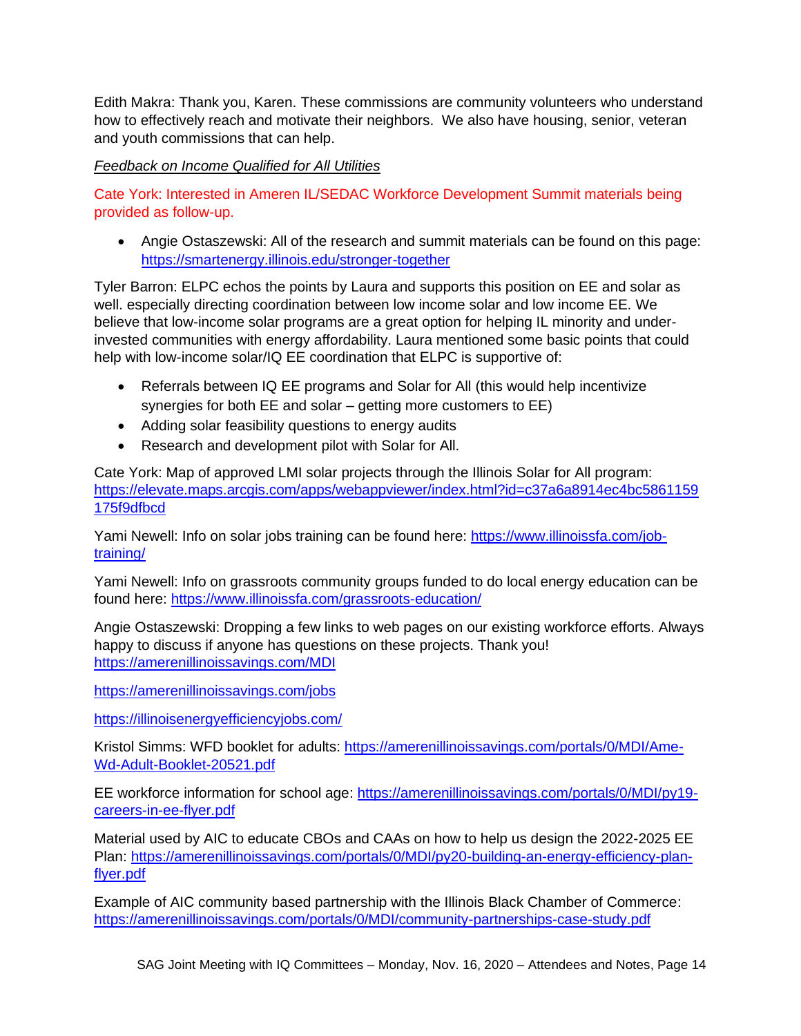Edith Makra: Thank you, Karen. These commissions are community volunteers who understand how to effectively reach and motivate their neighbors. We also have housing, senior, veteran and youth commissions that can help.

*Feedback on Income Qualified for All Utilities*

Cate York: Interested in Ameren IL/SEDAC Workforce Development Summit materials being provided as follow-up.

- Angie Ostaszewski: All of the research and summit materials can be found on this page: https://smartenergy.illinois.edu/stronger-together

Tyler Barron: ELPC echos the points by Laura and supports this position on EE and solar as well. especially directing coordination between low income solar and low income EE. We believe that low-income solar programs are a great option for helping IL minority and under-invested communities with energy affordability. Laura mentioned some basic points that could help with low-income solar/IQ EE coordination that ELPC is supportive of:

- Referrals between IQ EE programs and Solar for All (this would help incentivize synergies for both EE and solar – getting more customers to EE)
- Adding solar feasibility questions to energy audits
- Research and development pilot with Solar for All.

Cate York: Map of approved LMI solar projects through the Illinois Solar for All program: https://elevate.maps.arcgis.com/apps/webappviewer/index.html?id=c37a6a8914ec4bc5861159175f9dfbcd

Yami Newell: Info on solar jobs training can be found here: https://www.illinoissfa.com/job-training/

Yami Newell: Info on grassroots community groups funded to do local energy education can be found here: https://www.illinoissfa.com/grassroots-education/

Angie Ostaszewski: Dropping a few links to web pages on our existing workforce efforts. Always happy to discuss if anyone has questions on these projects. Thank you!
https://amerenillinoissavings.com/MDI

https://amerenillinoissavings.com/jobs

https://illinoisenergyefficiencyjobs.com/

Kristol Simms: WFD booklet for adults: https://amerenillinoissavings.com/portals/0/MDI/Ame-Wd-Adult-Booklet-20521.pdf

EE workforce information for school age: https://amerenillinoissavings.com/portals/0/MDI/py19-careers-in-ee-flyer.pdf

Material used by AIC to educate CBOs and CAAs on how to help us design the 2022-2025 EE Plan: https://amerenillinoissavings.com/portals/0/MDI/py20-building-an-energy-efficiency-plan-flyer.pdf

Example of AIC community based partnership with the Illinois Black Chamber of Commerce: https://amerenillinoissavings.com/portals/0/MDI/community-partnerships-case-study.pdf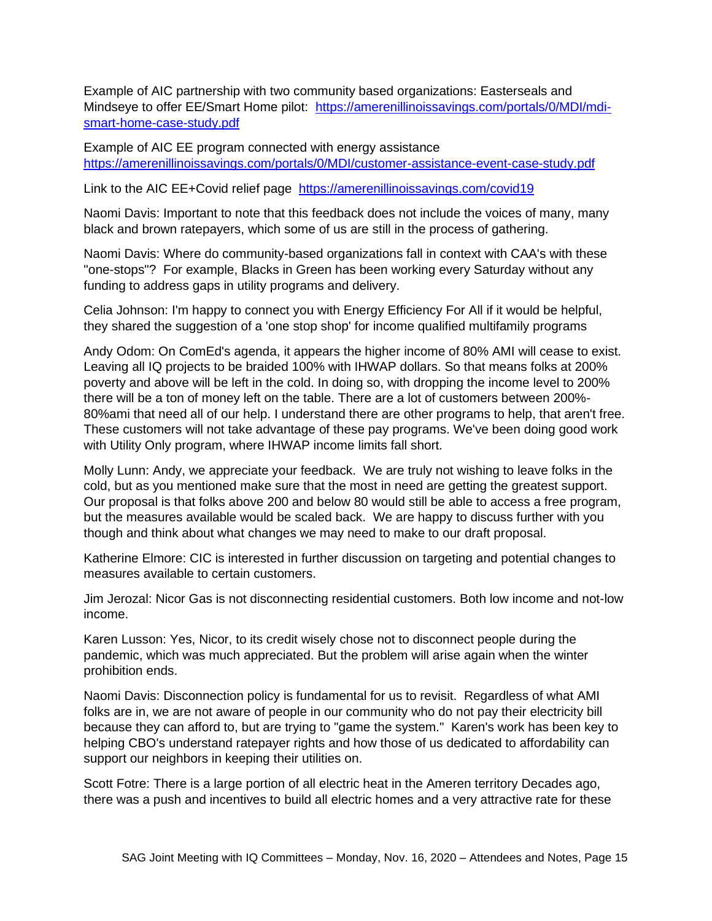Example of AIC partnership with two community based organizations: Easterseals and Mindseye to offer EE/Smart Home pilot: [https://amerenillinoissavings.com/portals/0/MDI/mdi-smart-home-case-study.pdf](https://amerenillinoissavings.com/portals/0/MDI/mdi-smart-home-case-study.pdf)

Example of AIC EE program connected with energy assistance [https://amerenillinoissavings.com/portals/0/MDI/customer-assistance-event-case-study.pdf](https://amerenillinoissavings.com/portals/0/MDI/customer-assistance-event-case-study.pdf)

Link to the AIC EE+Covid relief page [https://amerenillinoissavings.com/covid19](https://amerenillinoissavings.com/covid19)

Naomi Davis: Important to note that this feedback does not include the voices of many, many black and brown ratepayers, which some of us are still in the process of gathering.

Naomi Davis: Where do community-based organizations fall in context with CAA's with these "one-stops"? For example, Blacks in Green has been working every Saturday without any funding to address gaps in utility programs and delivery.

Celia Johnson: I'm happy to connect you with Energy Efficiency For All if it would be helpful, they shared the suggestion of a 'one stop shop' for income qualified multifamily programs

Andy Odom: On ComEd's agenda, it appears the higher income of 80% AMI will cease to exist. Leaving all IQ projects to be braided 100% with IHWAP dollars. So that means folks at 200% poverty and above will be left in the cold. In doing so, with dropping the income level to 200% there will be a ton of money left on the table. There are a lot of customers between 200%-80%ami that need all of our help. I understand there are other programs to help, that aren't free. These customers will not take advantage of these pay programs. We've been doing good work with Utility Only program, where IHWAP income limits fall short.

Molly Lunn: Andy, we appreciate your feedback. We are truly not wishing to leave folks in the cold, but as you mentioned make sure that the most in need are getting the greatest support. Our proposal is that folks above 200 and below 80 would still be able to access a free program, but the measures available would be scaled back. We are happy to discuss further with you though and think about what changes we may need to make to our draft proposal.

Katherine Elmore: CIC is interested in further discussion on targeting and potential changes to measures available to certain customers.

Jim Jerozal: Nicor Gas is not disconnecting residential customers. Both low income and not-low income.

Karen Lusson: Yes, Nicor, to its credit wisely chose not to disconnect people during the pandemic, which was much appreciated. But the problem will arise again when the winter prohibition ends.

Naomi Davis: Disconnection policy is fundamental for us to revisit. Regardless of what AMI folks are in, we are not aware of people in our community who do not pay their electricity bill because they can afford to, but are trying to "game the system." Karen's work has been key to helping CBO's understand ratepayer rights and how those of us dedicated to affordability can support our neighbors in keeping their utilities on.

Scott Fotre: There is a large portion of all electric heat in the Ameren territory Decades ago, there was a push and incentives to build all electric homes and a very attractive rate for these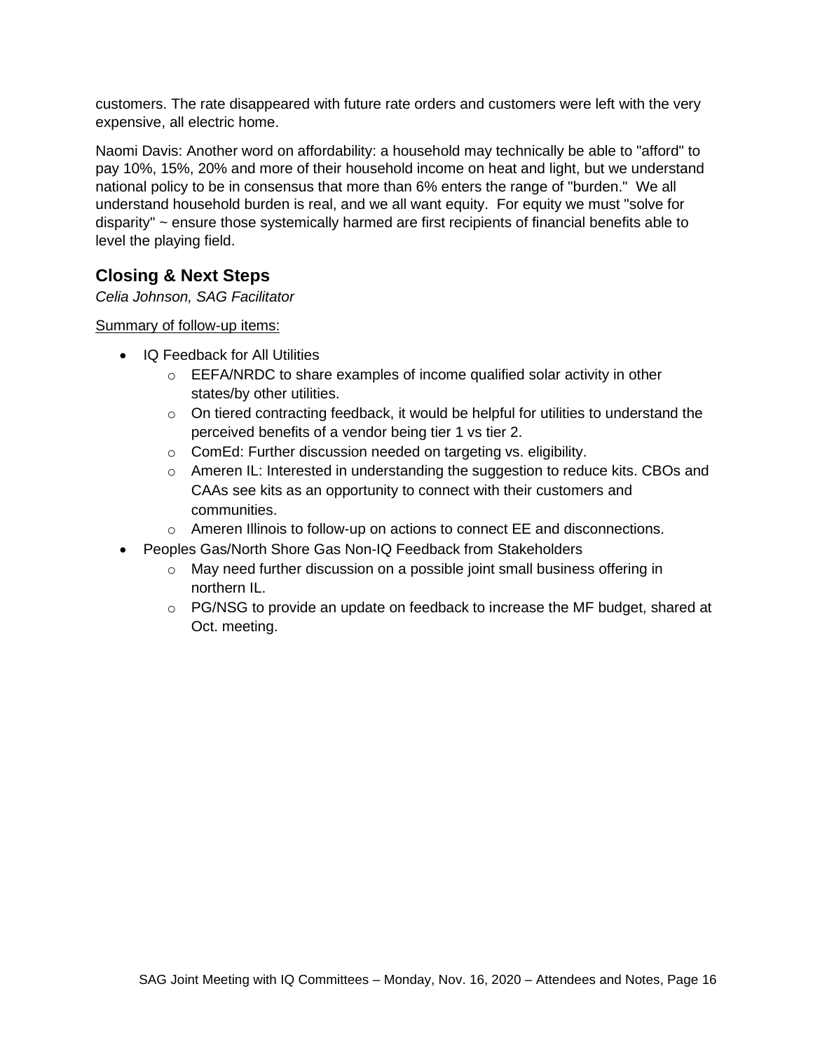customers. The rate disappeared with future rate orders and customers were left with the very expensive, all electric home.

Naomi Davis: Another word on affordability: a household may technically be able to "afford" to pay 10%, 15%, 20% and more of their household income on heat and light, but we understand national policy to be in consensus that more than 6% enters the range of "burden." We all understand household burden is real, and we all want equity. For equity we must "solve for disparity" ~ ensure those systemically harmed are first recipients of financial benefits able to level the playing field.

## Closing & Next Steps

*Celia Johnson, SAG Facilitator*

Summary of follow-up items:

- IQ Feedback for All Utilities
  - EEFA/NRDC to share examples of income qualified solar activity in other states/by other utilities.
  - On tiered contracting feedback, it would be helpful for utilities to understand the perceived benefits of a vendor being tier 1 vs tier 2.
  - ComEd: Further discussion needed on targeting vs. eligibility.
  - Ameren IL: Interested in understanding the suggestion to reduce kits. CBOs and CAAs see kits as an opportunity to connect with their customers and communities.
  - Ameren Illinois to follow-up on actions to connect EE and disconnections.
- Peoples Gas/North Shore Gas Non-IQ Feedback from Stakeholders
  - May need further discussion on a possible joint small business offering in northern IL.
  - PG/NSG to provide an update on feedback to increase the MF budget, shared at Oct. meeting.